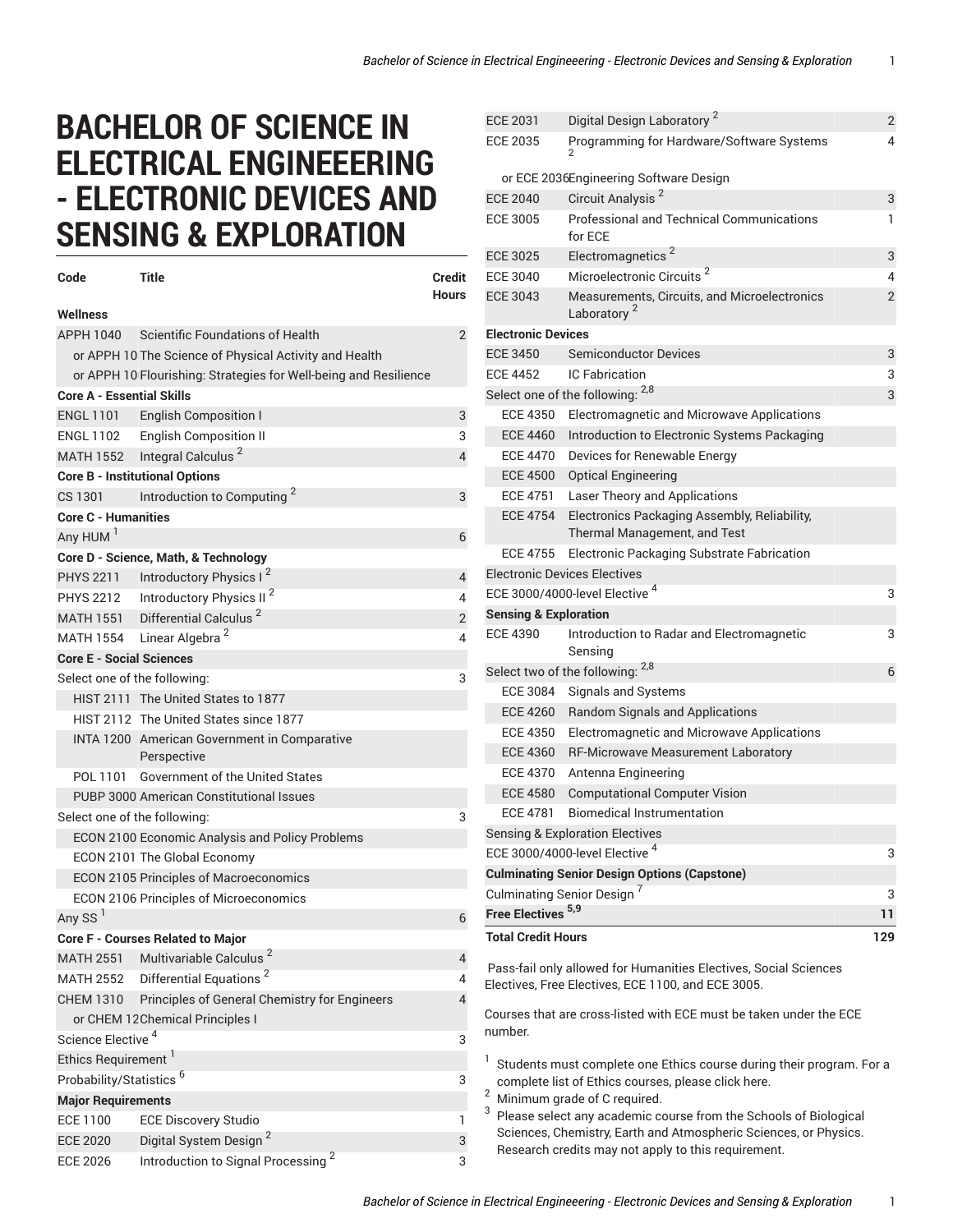# BACHELOR OF SCIENCE IN ELECTRICAL ENGINEEERING - ELECTRONIC DEVICES AND SENSING & EXPLORATION

| Code | Title | Credit Hours |
|---|---|---|
| **Wellness** | | |
| APPH 1040 | Scientific Foundations of Health | 2 |
| or APPH 10 | The Science of Physical Activity and Health | |
| or APPH 10 | Flourishing: Strategies for Well-being and Resilience | |
| **Core A - Essential Skills** | | |
| ENGL 1101 | English Composition I | 3 |
| ENGL 1102 | English Composition II | 3 |
| MATH 1552 | Integral Calculus [2] | 4 |
| **Core B - Institutional Options** | | |
| CS 1301 | Introduction to Computing [2] | 3 |
| **Core C - Humanities** | | |
| Any HUM [1] | | 6 |
| **Core D - Science, Math, & Technology** | | |
| PHYS 2211 | Introductory Physics I [2] | 4 |
| PHYS 2212 | Introductory Physics II [2] | 4 |
| MATH 1551 | Differential Calculus [2] | 2 |
| MATH 1554 | Linear Algebra [2] | 4 |
| **Core E - Social Sciences** | | |
| Select one of the following: | | 3 |
| HIST 2111 | The United States to 1877 | |
| HIST 2112 | The United States since 1877 | |
| INTA 1200 | American Government in Comparative Perspective | |
| POL 1101 | Government of the United States | |
| PUBP 3000 | American Constitutional Issues | |
| Select one of the following: | | 3 |
| ECON 2100 | Economic Analysis and Policy Problems | |
| ECON 2101 | The Global Economy | |
| ECON 2105 | Principles of Macroeconomics | |
| ECON 2106 | Principles of Microeconomics | |
| Any SS [1] | | 6 |
| **Core F - Courses Related to Major** | | |
| MATH 2551 | Multivariable Calculus [2] | 4 |
| MATH 2552 | Differential Equations [2] | 4 |
| CHEM 1310 | Principles of General Chemistry for Engineers | 4 |
| or CHEM 12 | Chemical Principles I | |
| Science Elective [4] | | 3 |
| Ethics Requirement [1] | | |
| Probability/Statistics [6] | | 3 |
| **Major Requirements** | | |
| ECE 1100 | ECE Discovery Studio | 1 |
| ECE 2020 | Digital System Design [2] | 3 |
| ECE 2026 | Introduction to Signal Processing [2] | 3 |
| ECE 2031 | Digital Design Laboratory [2] | 2 |
| ECE 2035 | Programming for Hardware/Software Systems [2] | 4 |
| or ECE 2036 | Engineering Software Design | |
| ECE 2040 | Circuit Analysis [2] | 3 |
| ECE 3005 | Professional and Technical Communications for ECE | 1 |
| ECE 3025 | Electromagnetics [2] | 3 |
| ECE 3040 | Microelectronic Circuits [2] | 4 |
| ECE 3043 | Measurements, Circuits, and Microelectronics Laboratory [2] | 2 |
| **Electronic Devices** | | |
| ECE 3450 | Semiconductor Devices | 3 |
| ECE 4452 | IC Fabrication | 3 |
| Select one of the following: [2,8] | | 3 |
| ECE 4350 | Electromagnetic and Microwave Applications | |
| ECE 4460 | Introduction to Electronic Systems Packaging | |
| ECE 4470 | Devices for Renewable Energy | |
| ECE 4500 | Optical Engineering | |
| ECE 4751 | Laser Theory and Applications | |
| ECE 4754 | Electronics Packaging Assembly, Reliability, Thermal Management, and Test | |
| ECE 4755 | Electronic Packaging Substrate Fabrication | |
| Electronic Devices Electives | | |
| ECE 3000/4000-level Elective [4] | | 3 |
| **Sensing & Exploration** | | |
| ECE 4390 | Introduction to Radar and Electromagnetic Sensing | 3 |
| Select two of the following: [2,8] | | 6 |
| ECE 3084 | Signals and Systems | |
| ECE 4260 | Random Signals and Applications | |
| ECE 4350 | Electromagnetic and Microwave Applications | |
| ECE 4360 | RF-Microwave Measurement Laboratory | |
| ECE 4370 | Antenna Engineering | |
| ECE 4580 | Computational Computer Vision | |
| ECE 4781 | Biomedical Instrumentation | |
| Sensing & Exploration Electives | | |
| ECE 3000/4000-level Elective [4] | | 3 |
| **Culminating Senior Design Options (Capstone)** | | |
| Culminating Senior Design [7] | | 3 |
| **Free Electives [5,9]** | | **11** |
| **Total Credit Hours** | | **129** |

Pass-fail only allowed for Humanities Electives, Social Sciences Electives, Free Electives, ECE 1100, and ECE 3005.

Courses that are cross-listed with ECE must be taken under the ECE number.

1. Students must complete one Ethics course during their program. For a complete list of Ethics courses, please click here.
2. Minimum grade of C required.
3. Please select any academic course from the Schools of Biological Sciences, Chemistry, Earth and Atmospheric Sciences, or Physics. Research credits may not apply to this requirement.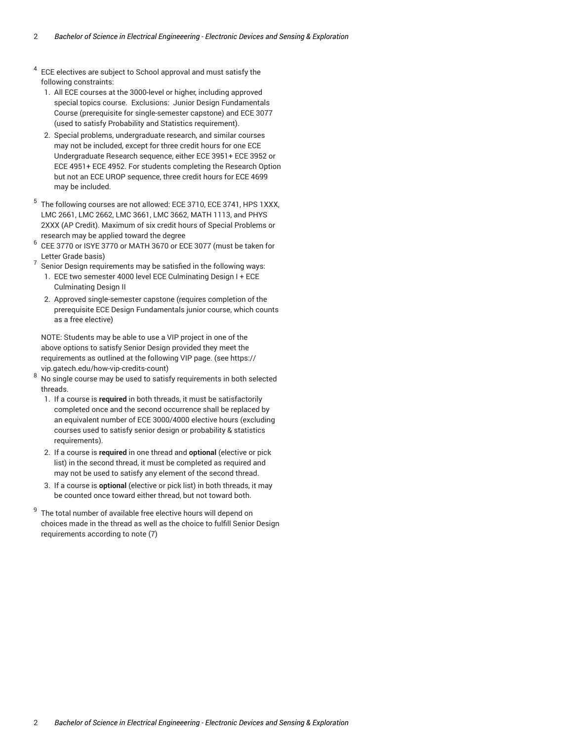[4] ECE electives are subject to School approval and must satisfy the following constraints:

1. All ECE courses at the 3000-level or higher, including approved special topics course. Exclusions: Junior Design Fundamentals Course (prerequisite for single-semester capstone) and ECE 3077 (used to satisfy Probability and Statistics requirement).
2. Special problems, undergraduate research, and similar courses may not be included, except for three credit hours for one ECE Undergraduate Research sequence, either ECE 3951+ ECE 3952 or ECE 4951+ ECE 4952. For students completing the Research Option but not an ECE UROP sequence, three credit hours for ECE 4699 may be included.

[5] The following courses are not allowed: ECE 3710, ECE 3741, HPS 1XXX, LMC 2661, LMC 2662, LMC 3661, LMC 3662, MATH 1113, and PHYS 2XXX (AP Credit). Maximum of six credit hours of Special Problems or research may be applied toward the degree

[6] CEE 3770 or ISYE 3770 or MATH 3670 or ECE 3077 (must be taken for Letter Grade basis)

[7] Senior Design requirements may be satisfied in the following ways:

1. ECE two semester 4000 level ECE Culminating Design I + ECE Culminating Design II
2. Approved single-semester capstone (requires completion of the prerequisite ECE Design Fundamentals junior course, which counts as a free elective)

NOTE: Students may be able to use a VIP project in one of the above options to satisfy Senior Design provided they meet the requirements as outlined at the following VIP page. (see https://vip.gatech.edu/how-vip-credits-count)

[8] No single course may be used to satisfy requirements in both selected threads.

1. If a course is **required** in both threads, it must be satisfactorily completed once and the second occurrence shall be replaced by an equivalent number of ECE 3000/4000 elective hours (excluding courses used to satisfy senior design or probability & statistics requirements).
2. If a course is **required** in one thread and **optional** (elective or pick list) in the second thread, it must be completed as required and may not be used to satisfy any element of the second thread.
3. If a course is **optional** (elective or pick list) in both threads, it may be counted once toward either thread, but not toward both.

[9] The total number of available free elective hours will depend on choices made in the thread as well as the choice to fulfill Senior Design requirements according to note (7)